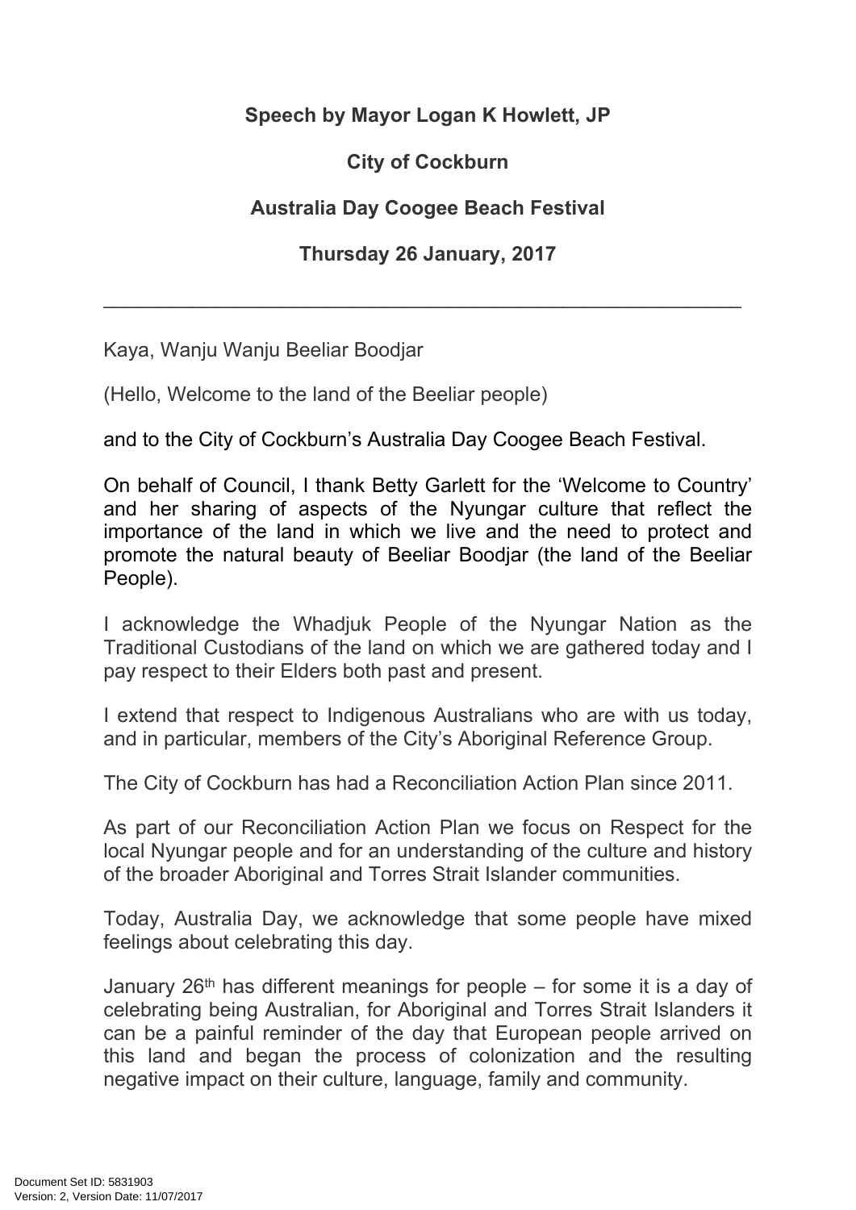**Speech by Mayor Logan K Howlett, JP**

**City of Cockburn**

**Australia Day Coogee Beach Festival**

**Thursday 26 January, 2017**

---

Kaya, Wanju Wanju Beeliar Boodjar

(Hello, Welcome to the land of the Beeliar people)

and to the City of Cockburn's Australia Day Coogee Beach Festival.

On behalf of Council, I thank Betty Garlett for the 'Welcome to Country' and her sharing of aspects of the Nyungar culture that reflect the importance of the land in which we live and the need to protect and promote the natural beauty of Beeliar Boodjar (the land of the Beeliar People).

I acknowledge the Whadjuk People of the Nyungar Nation as the Traditional Custodians of the land on which we are gathered today and I pay respect to their Elders both past and present.

I extend that respect to Indigenous Australians who are with us today, and in particular, members of the City's Aboriginal Reference Group.

The City of Cockburn has had a Reconciliation Action Plan since 2011.

As part of our Reconciliation Action Plan we focus on Respect for the local Nyungar people and for an understanding of the culture and history of the broader Aboriginal and Torres Strait Islander communities.

Today, Australia Day, we acknowledge that some people have mixed feelings about celebrating this day.

January 26th has different meanings for people – for some it is a day of celebrating being Australian, for Aboriginal and Torres Strait Islanders it can be a painful reminder of the day that European people arrived on this land and began the process of colonization and the resulting negative impact on their culture, language, family and community.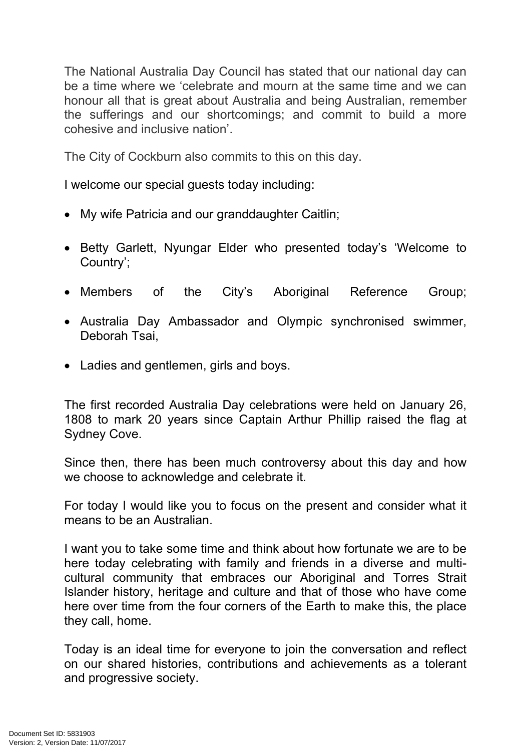The National Australia Day Council has stated that our national day can be a time where we 'celebrate and mourn at the same time and we can honour all that is great about Australia and being Australian, remember the sufferings and our shortcomings; and commit to build a more cohesive and inclusive nation'.

The City of Cockburn also commits to this on this day.

I welcome our special guests today including:

- My wife Patricia and our granddaughter Caitlin;
- Betty Garlett, Nyungar Elder who presented today's 'Welcome to Country';
- Members of the City's Aboriginal Reference Group;
- Australia Day Ambassador and Olympic synchronised swimmer, Deborah Tsai,
- Ladies and gentlemen, girls and boys.

The first recorded Australia Day celebrations were held on January 26, 1808 to mark 20 years since Captain Arthur Phillip raised the flag at Sydney Cove.

Since then, there has been much controversy about this day and how we choose to acknowledge and celebrate it.

For today I would like you to focus on the present and consider what it means to be an Australian.

I want you to take some time and think about how fortunate we are to be here today celebrating with family and friends in a diverse and multi-cultural community that embraces our Aboriginal and Torres Strait Islander history, heritage and culture and that of those who have come here over time from the four corners of the Earth to make this, the place they call, home.

Today is an ideal time for everyone to join the conversation and reflect on our shared histories, contributions and achievements as a tolerant and progressive society.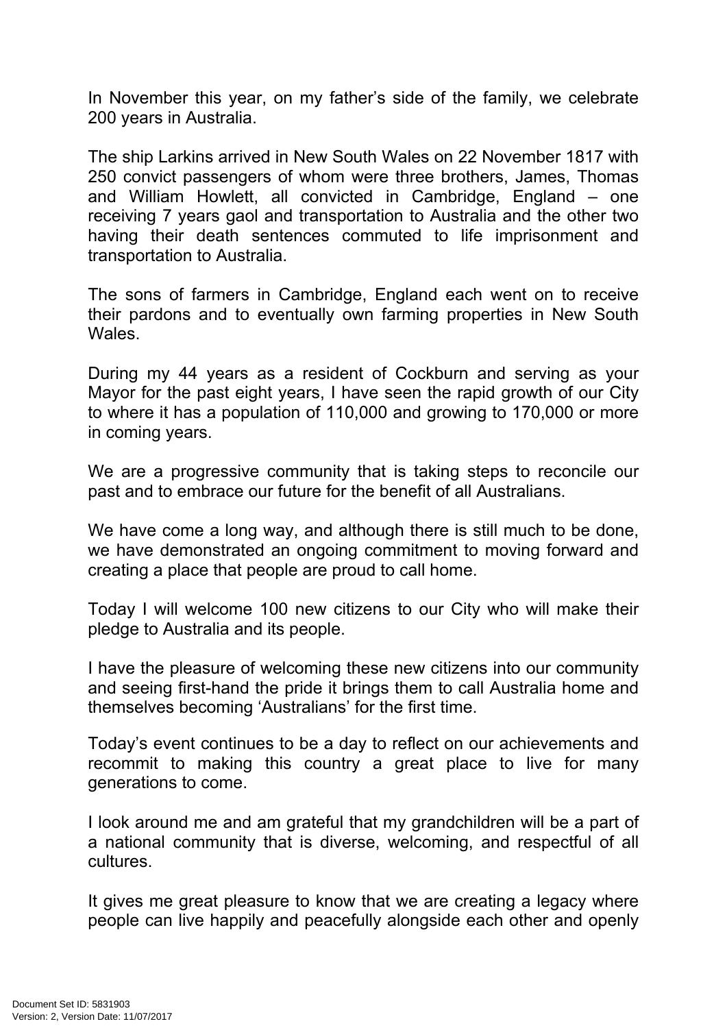In November this year, on my father's side of the family, we celebrate 200 years in Australia.

The ship Larkins arrived in New South Wales on 22 November 1817 with 250 convict passengers of whom were three brothers, James, Thomas and William Howlett, all convicted in Cambridge, England – one receiving 7 years gaol and transportation to Australia and the other two having their death sentences commuted to life imprisonment and transportation to Australia.

The sons of farmers in Cambridge, England each went on to receive their pardons and to eventually own farming properties in New South Wales.

During my 44 years as a resident of Cockburn and serving as your Mayor for the past eight years, I have seen the rapid growth of our City to where it has a population of 110,000 and growing to 170,000 or more in coming years.

We are a progressive community that is taking steps to reconcile our past and to embrace our future for the benefit of all Australians.

We have come a long way, and although there is still much to be done, we have demonstrated an ongoing commitment to moving forward and creating a place that people are proud to call home.

Today I will welcome 100 new citizens to our City who will make their pledge to Australia and its people.

I have the pleasure of welcoming these new citizens into our community and seeing first-hand the pride it brings them to call Australia home and themselves becoming 'Australians' for the first time.

Today's event continues to be a day to reflect on our achievements and recommit to making this country a great place to live for many generations to come.

I look around me and am grateful that my grandchildren will be a part of a national community that is diverse, welcoming, and respectful of all cultures.

It gives me great pleasure to know that we are creating a legacy where people can live happily and peacefully alongside each other and openly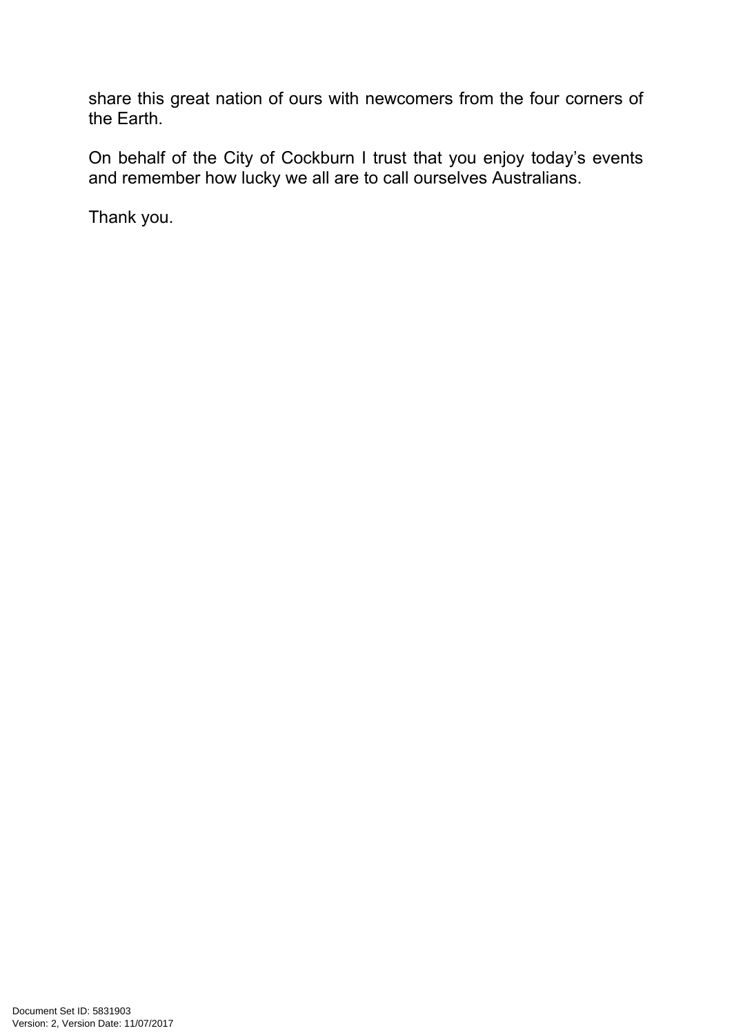share this great nation of ours with newcomers from the four corners of the Earth.

On behalf of the City of Cockburn I trust that you enjoy today's events and remember how lucky we all are to call ourselves Australians.

Thank you.